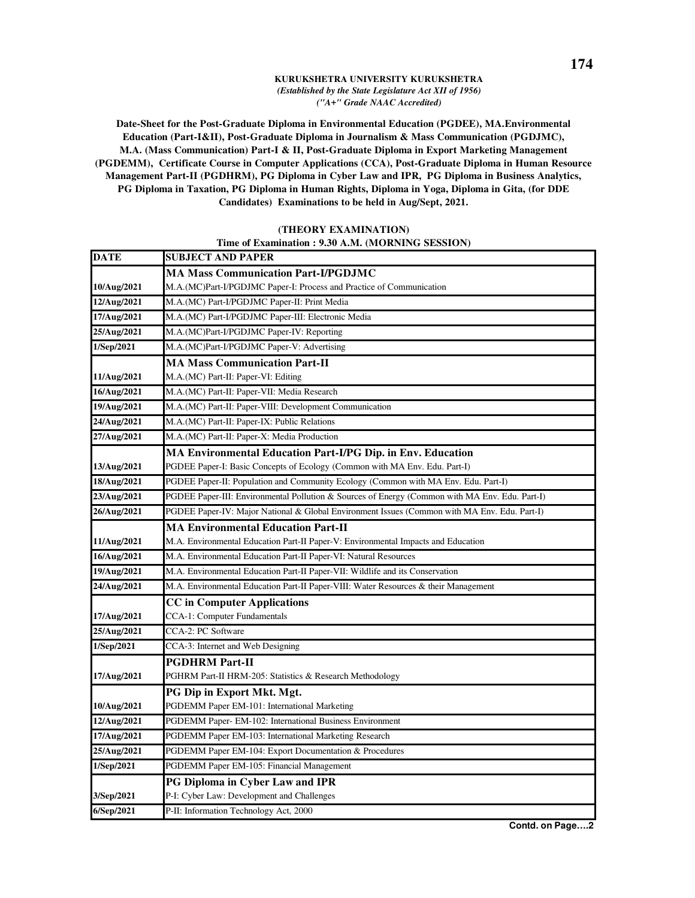**KURUKSHETRA UNIVERSITY KURUKSHETRA**
*(Established by the State Legislature Act XII of 1956)*
*("A+" Grade NAAC Accredited)*

**Date-Sheet for the Post-Graduate Diploma in Environmental Education (PGDEE), MA.Environmental Education (Part-I&II), Post-Graduate Diploma in Journalism & Mass Communication (PGDJMC), M.A. (Mass Communication) Part-I & II, Post-Graduate Diploma in Export Marketing Management (PGDEMM), Certificate Course in Computer Applications (CCA), Post-Graduate Diploma in Human Resource Management Part-II (PGDHRM), PG Diploma in Cyber Law and IPR, PG Diploma in Business Analytics, PG Diploma in Taxation, PG Diploma in Human Rights, Diploma in Yoga, Diploma in Gita, (for DDE Candidates) Examinations to be held in Aug/Sept, 2021.**

**(THEORY EXAMINATION)**
**Time of Examination : 9.30 A.M. (MORNING SESSION)**

| DATE | SUBJECT AND PAPER |
|---|---|
| | **MA Mass Communication Part-I/PGDJMC** |
| 10/Aug/2021 | M.A.(MC)Part-I/PGDJMC Paper-I: Process and Practice of Communication |
| 12/Aug/2021 | M.A.(MC) Part-I/PGDJMC Paper-II: Print Media |
| 17/Aug/2021 | M.A.(MC) Part-I/PGDJMC Paper-III: Electronic Media |
| 25/Aug/2021 | M.A.(MC)Part-I/PGDJMC Paper-IV: Reporting |
| 1/Sep/2021 | M.A.(MC)Part-I/PGDJMC Paper-V: Advertising |
| | **MA Mass Communication Part-II** |
| 11/Aug/2021 | M.A.(MC) Part-II: Paper-VI: Editing |
| 16/Aug/2021 | M.A.(MC) Part-II: Paper-VII: Media Research |
| 19/Aug/2021 | M.A.(MC) Part-II: Paper-VIII: Development Communication |
| 24/Aug/2021 | M.A.(MC) Part-II: Paper-IX: Public Relations |
| 27/Aug/2021 | M.A.(MC) Part-II: Paper-X: Media Production |
| | **MA Environmental Education Part-I/PG Dip. in Env. Education** |
| 13/Aug/2021 | PGDEE Paper-I: Basic Concepts of Ecology (Common with MA Env. Edu. Part-I) |
| 18/Aug/2021 | PGDEE Paper-II: Population and Community Ecology (Common with MA Env. Edu. Part-I) |
| 23/Aug/2021 | PGDEE Paper-III: Environmental Pollution & Sources of Energy (Common with MA Env. Edu. Part-I) |
| 26/Aug/2021 | PGDEE Paper-IV: Major National & Global Environment Issues (Common with MA Env. Edu. Part-I) |
| | **MA Environmental Education Part-II** |
| 11/Aug/2021 | M.A. Environmental Education Part-II Paper-V: Environmental Impacts and Education |
| 16/Aug/2021 | M.A. Environmental Education Part-II Paper-VI: Natural Resources |
| 19/Aug/2021 | M.A. Environmental Education Part-II Paper-VII: Wildlife and its Conservation |
| 24/Aug/2021 | M.A. Environmental Education Part-II Paper-VIII: Water Resources & their Management |
| | **CC in Computer Applications** |
| 17/Aug/2021 | CCA-1: Computer Fundamentals |
| 25/Aug/2021 | CCA-2: PC Software |
| 1/Sep/2021 | CCA-3: Internet and Web Designing |
| | **PGDHRM Part-II** |
| 17/Aug/2021 | PGHRM Part-II HRM-205: Statistics & Research Methodology |
| | **PG Dip in Export Mkt. Mgt.** |
| 10/Aug/2021 | PGDEMM Paper EM-101: International Marketing |
| 12/Aug/2021 | PGDEMM Paper- EM-102: International Business Environment |
| 17/Aug/2021 | PGDEMM Paper EM-103: International Marketing Research |
| 25/Aug/2021 | PGDEMM Paper EM-104: Export Documentation & Procedures |
| 1/Sep/2021 | PGDEMM Paper EM-105: Financial Management |
| | **PG Diploma in Cyber Law and IPR** |
| 3/Sep/2021 | P-I: Cyber Law: Development and Challenges |
| 6/Sep/2021 | P-II: Information Technology Act, 2000 |

**Contd. on Page….2**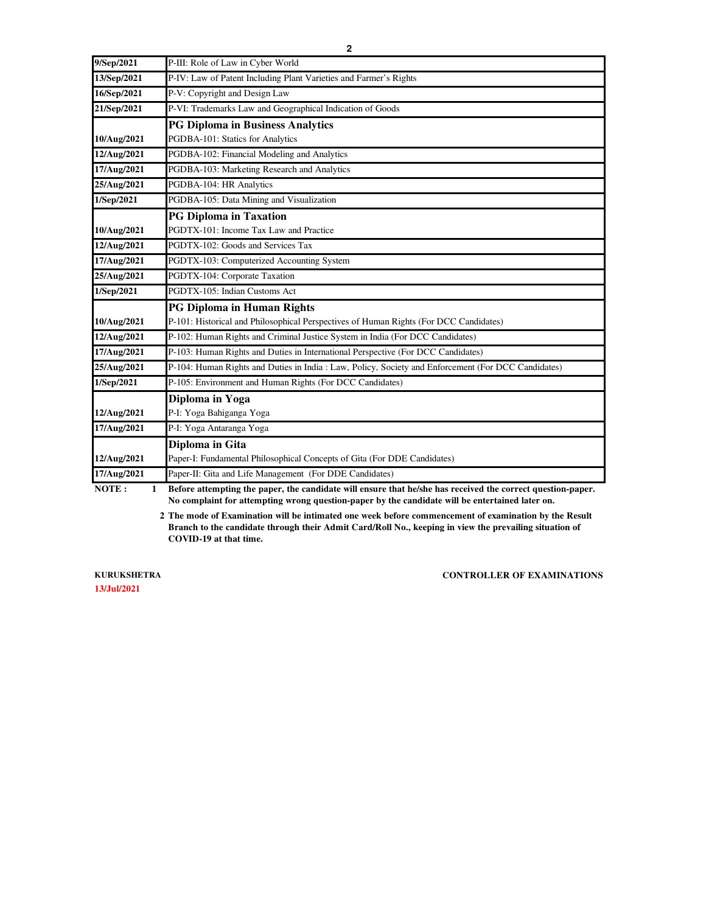| | |
|---|---|
| **9/Sep/2021** | P-III: Role of Law in Cyber World |
| **13/Sep/2021** | P-IV: Law of Patent Including Plant Varieties and Farmer's Rights |
| **16/Sep/2021** | P-V: Copyright and Design Law |
| **21/Sep/2021** | P-VI: Trademarks Law and Geographical Indication of Goods |
| | **PG Diploma in Business Analytics** |
| **10/Aug/2021** | PGDBA-101: Statics for Analytics |
| **12/Aug/2021** | PGDBA-102: Financial Modeling and Analytics |
| **17/Aug/2021** | PGDBA-103: Marketing Research and Analytics |
| **25/Aug/2021** | PGDBA-104: HR Analytics |
| **1/Sep/2021** | PGDBA-105: Data Mining and Visualization |
| | **PG Diploma in Taxation** |
| **10/Aug/2021** | PGDTX-101: Income Tax Law and Practice |
| **12/Aug/2021** | PGDTX-102: Goods and Services Tax |
| **17/Aug/2021** | PGDTX-103: Computerized Accounting System |
| **25/Aug/2021** | PGDTX-104: Corporate Taxation |
| **1/Sep/2021** | PGDTX-105: Indian Customs Act |
| | **PG Diploma in Human Rights** |
| **10/Aug/2021** | P-101: Historical and Philosophical Perspectives of Human Rights (For DCC Candidates) |
| **12/Aug/2021** | P-102: Human Rights and Criminal Justice System in India (For DCC Candidates) |
| **17/Aug/2021** | P-103: Human Rights and Duties in International Perspective (For DCC Candidates) |
| **25/Aug/2021** | P-104: Human Rights and Duties in India : Law, Policy, Society and Enforcement (For DCC Candidates) |
| **1/Sep/2021** | P-105: Environment and Human Rights (For DCC Candidates) |
| | **Diploma in Yoga** |
| **12/Aug/2021** | P-I: Yoga Bahiganga Yoga |
| **17/Aug/2021** | P-I: Yoga Antaranga Yoga |
| | **Diploma in Gita** |
| **12/Aug/2021** | Paper-I: Fundamental Philosophical Concepts of Gita (For DDE Candidates) |
| **17/Aug/2021** | Paper-II: Gita and Life Management (For DDE Candidates) |

**NOTE :**

1. **Before attempting the paper, the candidate will ensure that he/she has received the correct question-paper. No complaint for attempting wrong question-paper by the candidate will be entertained later on.**
2. **The mode of Examination will be intimated one week before commencement of examination by the Result Branch to the candidate through their Admit Card/Roll No., keeping in view the prevailing situation of COVID-19 at that time.**

**KURUKSHETRA**

**13/Jul/2021**

**CONTROLLER OF EXAMINATIONS**